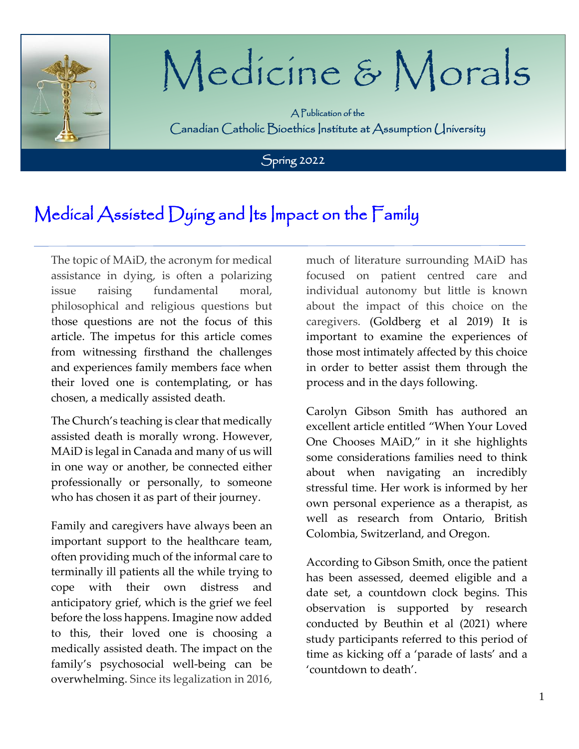# Medicine & Morals

A Publication of the

Canadian Catholic Bioethics Institute at Assumption University

Spring 2022

## Medical Assisted Dying and Its Impact on the Family

The topic of MAiD, the acronym for medical assistance in dying, is often a polarizing issue raising fundamental moral, philosophical and religious questions but those questions are not the focus of this article. The impetus for this article comes from witnessing firsthand the challenges and experiences family members face when their loved one is contemplating, or has chosen, a medically assisted death.

The Church's teaching is clear that medically assisted death is morally wrong. However, MAiD is legal in Canada and many of us will in one way or another, be connected either professionally or personally, to someone who has chosen it as part of their journey.

Family and caregivers have always been an important support to the healthcare team, often providing much of the informal care to terminally ill patients all the while trying to cope with their own distress and anticipatory grief, which is the grief we feel before the loss happens. Imagine now added to this, their loved one is choosing a medically assisted death. The impact on the family's psychosocial well-being can be overwhelming. Since its legalization in 2016, much of literature surrounding MAiD has focused on patient centred care and individual autonomy but little is known about the impact of this choice on the caregivers. (Goldberg et al 2019) It is important to examine the experiences of those most intimately affected by this choice in order to better assist them through the process and in the days following.

Carolyn Gibson Smith has authored an excellent article entitled "When Your Loved One Chooses MAiD," in it she highlights some considerations families need to think about when navigating an incredibly stressful time. Her work is informed by her own personal experience as a therapist, as well as research from Ontario, British Colombia, Switzerland, and Oregon.

According to Gibson Smith, once the patient has been assessed, deemed eligible and a date set, a countdown clock begins. This observation is supported by research conducted by Beuthin et al (2021) where study participants referred to this period of time as kicking off a 'parade of lasts' and a 'countdown to death'.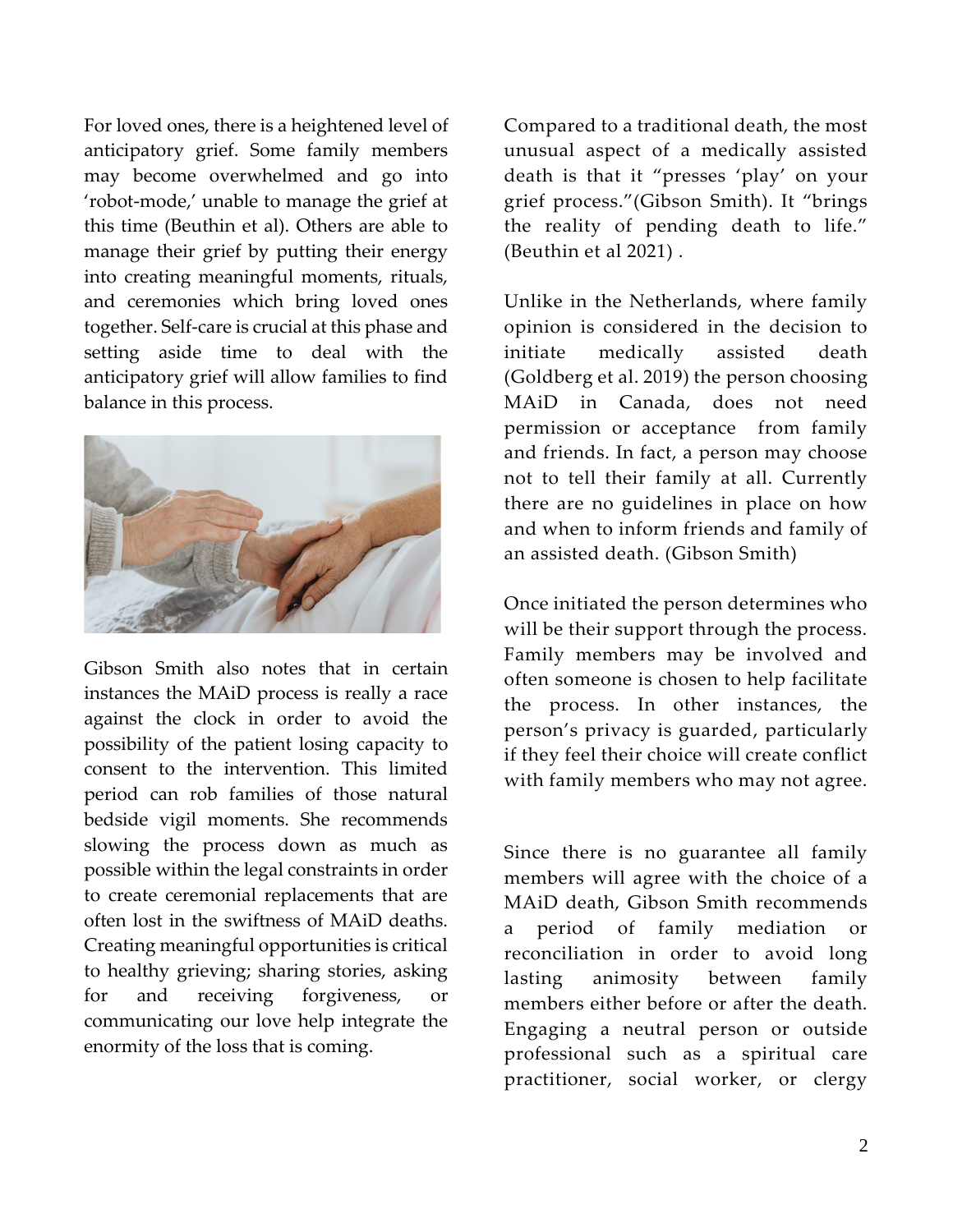For loved ones, there is a heightened level of anticipatory grief. Some family members may become overwhelmed and go into 'robot-mode,' unable to manage the grief at this time (Beuthin et al). Others are able to manage their grief by putting their energy into creating meaningful moments, rituals, and ceremonies which bring loved ones together. Self-care is crucial at this phase and setting aside time to deal with the anticipatory grief will allow families to find balance in this process.

Gibson Smith also notes that in certain instances the MAiD process is really a race against the clock in order to avoid the possibility of the patient losing capacity to consent to the intervention. This limited period can rob families of those natural bedside vigil moments. She recommends slowing the process down as much as possible within the legal constraints in order to create ceremonial replacements that are often lost in the swiftness of MAiD deaths. Creating meaningful opportunities is critical to healthy grieving; sharing stories, asking for and receiving forgiveness, or communicating our love help integrate the enormity of the loss that is coming.

Compared to a traditional death, the most unusual aspect of a medically assisted death is that it "presses 'play' on your grief process."(Gibson Smith). It "brings the reality of pending death to life." (Beuthin et al 2021) .

Unlike in the Netherlands, where family opinion is considered in the decision to initiate medically assisted death (Goldberg et al. 2019) the person choosing MAiD in Canada, does not need permission or acceptance from family and friends. In fact, a person may choose not to tell their family at all. Currently there are no guidelines in place on how and when to inform friends and family of an assisted death. (Gibson Smith)

Once initiated the person determines who will be their support through the process. Family members may be involved and often someone is chosen to help facilitate the process. In other instances, the person's privacy is guarded, particularly if they feel their choice will create conflict with family members who may not agree.

Since there is no guarantee all family members will agree with the choice of a MAiD death, Gibson Smith recommends a period of family mediation or reconciliation in order to avoid long lasting animosity between family members either before or after the death. Engaging a neutral person or outside professional such as a spiritual care practitioner, social worker, or clergy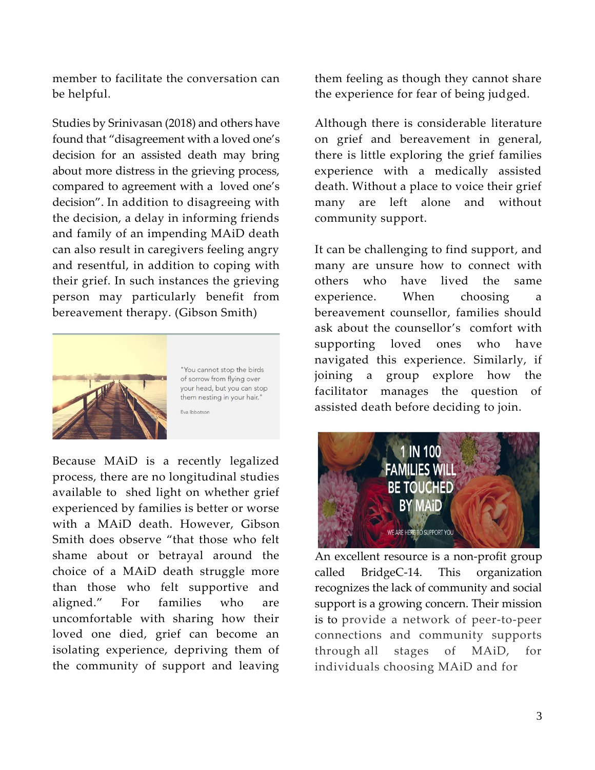member to facilitate the conversation can be helpful.

Studies by Srinivasan (2018) and others have found that "disagreement with a loved one's decision for an assisted death may bring about more distress in the grieving process, compared to agreement with a loved one's decision". In addition to disagreeing with the decision, a delay in informing friends and family of an impending MAiD death can also result in caregivers feeling angry and resentful, in addition to coping with their grief. In such instances the grieving person may particularly benefit from bereavement therapy. (Gibson Smith)

"You cannot stop the birds of sorrow from flying over your head, but you can stop them nesting in your hair."

Eva Ibbotson

Because MAiD is a recently legalized process, there are no longitudinal studies available to shed light on whether grief experienced by families is better or worse with a MAiD death. However, Gibson Smith does observe "that those who felt shame about or betrayal around the choice of a MAiD death struggle more than those who felt supportive and aligned." For families who are uncomfortable with sharing how their loved one died, grief can become an isolating experience, depriving them of the community of support and leaving them feeling as though they cannot share the experience for fear of being judged.

Although there is considerable literature on grief and bereavement in general, there is little exploring the grief families experience with a medically assisted death. Without a place to voice their grief many are left alone and without community support.

It can be challenging to find support, and many are unsure how to connect with others who have lived the same experience. When choosing a bereavement counsellor, families should ask about the counsellor's comfort with supporting loved ones who have navigated this experience. Similarly, if joining a group explore how the facilitator manages the question of assisted death before deciding to join.

1 IN 100 FAMILIES WILL BE TOUCHED BY MAiD

WE ARE HERE TO SUPPORT YOU

An excellent resource is a non-profit group called BridgeC-14. This organization recognizes the lack of community and social support is a growing concern. Their mission is to provide a network of peer-to-peer connections and community supports through all stages of MAiD, for individuals choosing MAiD and for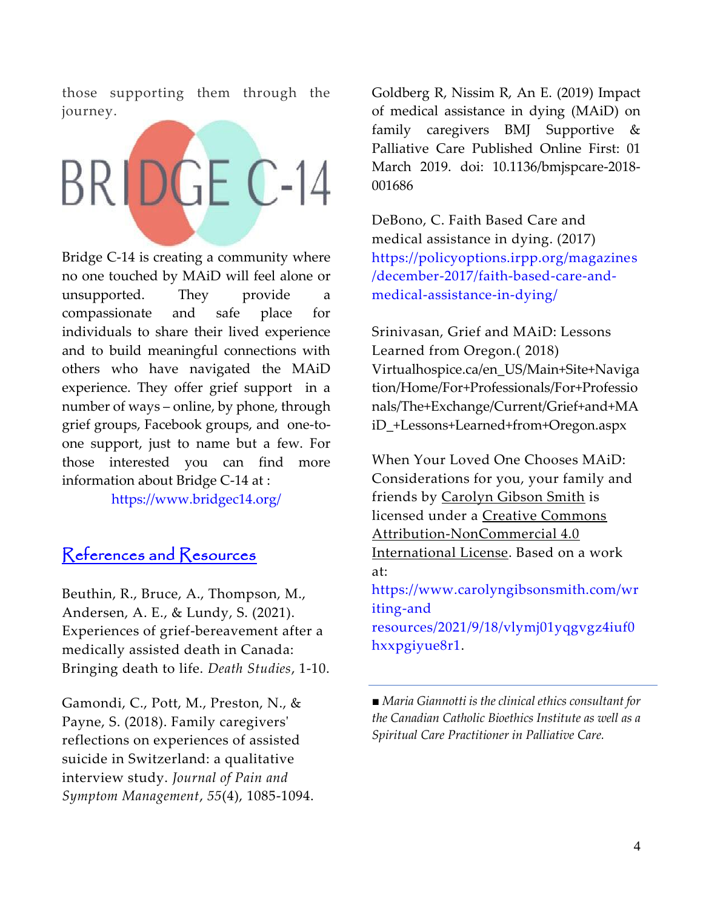those supporting them through the journey.

Bridge C-14 is creating a community where no one touched by MAiD will feel alone or unsupported. They provide a compassionate and safe place for individuals to share their lived experience and to build meaningful connections with others who have navigated the MAiD experience. They offer grief support in a number of ways – online, by phone, through grief groups, Facebook groups, and one-to-one support, just to name but a few. For those interested you can find more information about Bridge C-14 at : https://www.bridgec14.org/

## References and Resources

Beuthin, R., Bruce, A., Thompson, M., Andersen, A. E., & Lundy, S. (2021). Experiences of grief-bereavement after a medically assisted death in Canada: Bringing death to life. *Death Studies*, 1-10.

Gamondi, C., Pott, M., Preston, N., & Payne, S. (2018). Family caregivers' reflections on experiences of assisted suicide in Switzerland: a qualitative interview study. *Journal of Pain and Symptom Management*, *55*(4), 1085-1094.

Goldberg R, Nissim R, An E. (2019) Impact of medical assistance in dying (MAiD) on family caregivers BMJ Supportive & Palliative Care Published Online First: 01 March 2019. doi: 10.1136/bmjspcare-2018-001686

DeBono, C. Faith Based Care and medical assistance in dying. (2017) https://policyoptions.irpp.org/magazines/december-2017/faith-based-care-and-medical-assistance-in-dying/

Srinivasan, Grief and MAiD: Lessons Learned from Oregon.( 2018) Virtualhospice.ca/en_US/Main+Site+Navigation/Home/For+Professionals/For+Professionals/The+Exchange/Current/Grief+and+MAiD_+Lessons+Learned+from+Oregon.aspx

When Your Loved One Chooses MAiD: Considerations for you, your family and friends by Carolyn Gibson Smith is licensed under a Creative Commons Attribution-NonCommercial 4.0 International License. Based on a work at: https://www.carolyngibsonsmith.com/writing-and resources/2021/9/18/vlymj01yqgvgz4iuf0hxxpgiyue8r1.

---

■ *Maria Giannotti is the clinical ethics consultant for the Canadian Catholic Bioethics Institute as well as a Spiritual Care Practitioner in Palliative Care.*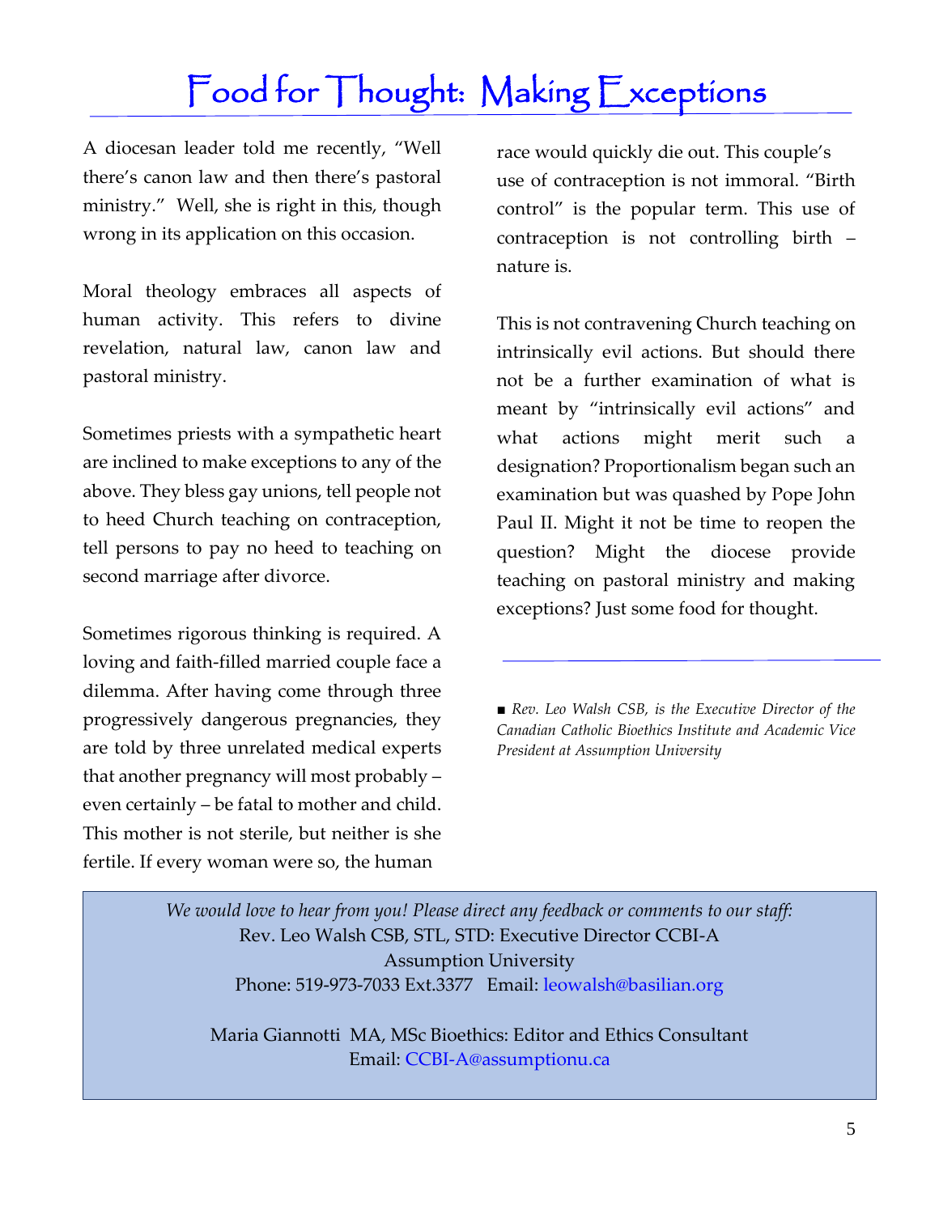# Food for Thought: Making Exceptions

A diocesan leader told me recently, "Well there's canon law and then there's pastoral ministry." Well, she is right in this, though wrong in its application on this occasion.

Moral theology embraces all aspects of human activity. This refers to divine revelation, natural law, canon law and pastoral ministry.

Sometimes priests with a sympathetic heart are inclined to make exceptions to any of the above. They bless gay unions, tell people not to heed Church teaching on contraception, tell persons to pay no heed to teaching on second marriage after divorce.

Sometimes rigorous thinking is required. A loving and faith-filled married couple face a dilemma. After having come through three progressively dangerous pregnancies, they are told by three unrelated medical experts that another pregnancy will most probably – even certainly – be fatal to mother and child. This mother is not sterile, but neither is she fertile. If every woman were so, the human race would quickly die out. This couple's use of contraception is not immoral. "Birth control" is the popular term. This use of contraception is not controlling birth – nature is.

This is not contravening Church teaching on intrinsically evil actions. But should there not be a further examination of what is meant by "intrinsically evil actions" and what actions might merit such a designation? Proportionalism began such an examination but was quashed by Pope John Paul II. Might it not be time to reopen the question? Might the diocese provide teaching on pastoral ministry and making exceptions? Just some food for thought.

---

■ *Rev. Leo Walsh CSB, is the Executive Director of the Canadian Catholic Bioethics Institute and Academic Vice President at Assumption University*

*We would love to hear from you! Please direct any feedback or comments to our staff:*
Rev. Leo Walsh CSB, STL, STD: Executive Director CCBI-A
Assumption University
Phone: 519-973-7033 Ext.3377 Email: leowalsh@basilian.org

Maria Giannotti MA, MSc Bioethics: Editor and Ethics Consultant
Email: CCBI-A@assumptionu.ca